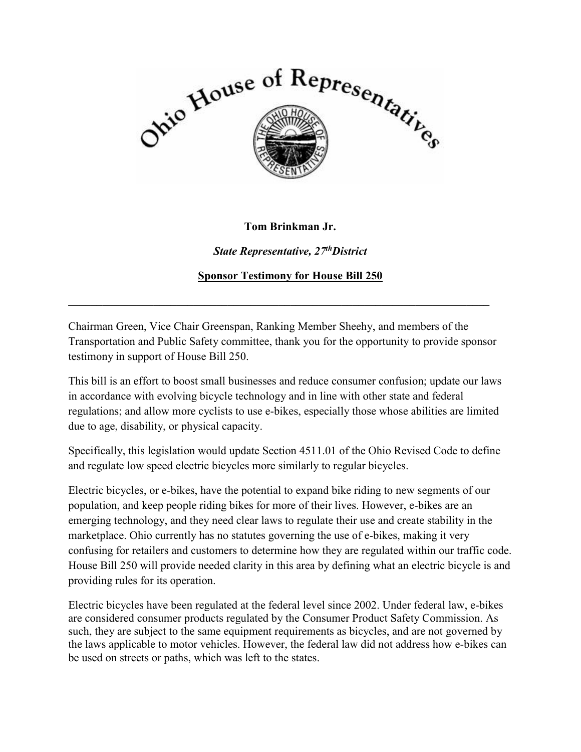**Tom Brinkman Jr.**

***State Representative, 27th District***

**Sponsor Testimony for House Bill 250**

---

Chairman Green, Vice Chair Greenspan, Ranking Member Sheehy, and members of the Transportation and Public Safety committee, thank you for the opportunity to provide sponsor testimony in support of House Bill 250.

This bill is an effort to boost small businesses and reduce consumer confusion; update our laws in accordance with evolving bicycle technology and in line with other state and federal regulations; and allow more cyclists to use e-bikes, especially those whose abilities are limited due to age, disability, or physical capacity.

Specifically, this legislation would update Section 4511.01 of the Ohio Revised Code to define and regulate low speed electric bicycles more similarly to regular bicycles.

Electric bicycles, or e-bikes, have the potential to expand bike riding to new segments of our population, and keep people riding bikes for more of their lives. However, e-bikes are an emerging technology, and they need clear laws to regulate their use and create stability in the marketplace. Ohio currently has no statutes governing the use of e-bikes, making it very confusing for retailers and customers to determine how they are regulated within our traffic code. House Bill 250 will provide needed clarity in this area by defining what an electric bicycle is and providing rules for its operation.

Electric bicycles have been regulated at the federal level since 2002. Under federal law, e-bikes are considered consumer products regulated by the Consumer Product Safety Commission. As such, they are subject to the same equipment requirements as bicycles, and are not governed by the laws applicable to motor vehicles. However, the federal law did not address how e-bikes can be used on streets or paths, which was left to the states.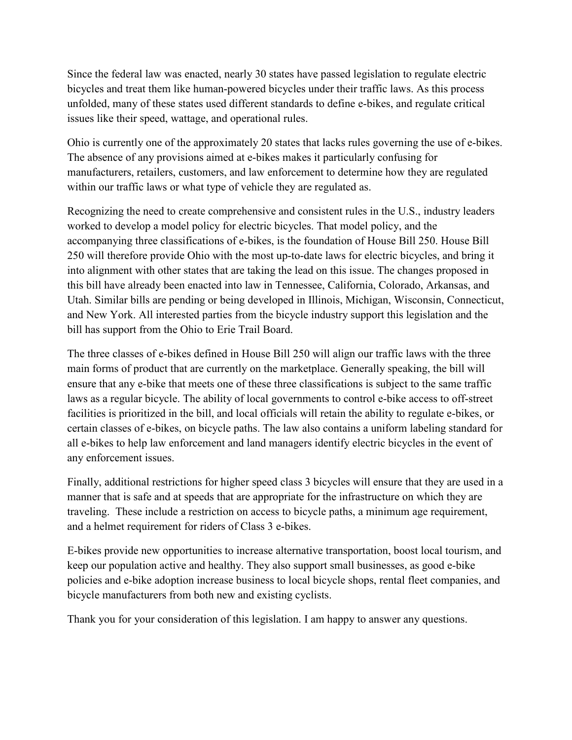Since the federal law was enacted, nearly 30 states have passed legislation to regulate electric bicycles and treat them like human-powered bicycles under their traffic laws. As this process unfolded, many of these states used different standards to define e-bikes, and regulate critical issues like their speed, wattage, and operational rules.

Ohio is currently one of the approximately 20 states that lacks rules governing the use of e-bikes. The absence of any provisions aimed at e-bikes makes it particularly confusing for manufacturers, retailers, customers, and law enforcement to determine how they are regulated within our traffic laws or what type of vehicle they are regulated as.

Recognizing the need to create comprehensive and consistent rules in the U.S., industry leaders worked to develop a model policy for electric bicycles. That model policy, and the accompanying three classifications of e-bikes, is the foundation of House Bill 250. House Bill 250 will therefore provide Ohio with the most up-to-date laws for electric bicycles, and bring it into alignment with other states that are taking the lead on this issue. The changes proposed in this bill have already been enacted into law in Tennessee, California, Colorado, Arkansas, and Utah. Similar bills are pending or being developed in Illinois, Michigan, Wisconsin, Connecticut, and New York. All interested parties from the bicycle industry support this legislation and the bill has support from the Ohio to Erie Trail Board.

The three classes of e-bikes defined in House Bill 250 will align our traffic laws with the three main forms of product that are currently on the marketplace. Generally speaking, the bill will ensure that any e-bike that meets one of these three classifications is subject to the same traffic laws as a regular bicycle. The ability of local governments to control e-bike access to off-street facilities is prioritized in the bill, and local officials will retain the ability to regulate e-bikes, or certain classes of e-bikes, on bicycle paths. The law also contains a uniform labeling standard for all e-bikes to help law enforcement and land managers identify electric bicycles in the event of any enforcement issues.

Finally, additional restrictions for higher speed class 3 bicycles will ensure that they are used in a manner that is safe and at speeds that are appropriate for the infrastructure on which they are traveling. These include a restriction on access to bicycle paths, a minimum age requirement, and a helmet requirement for riders of Class 3 e-bikes.

E-bikes provide new opportunities to increase alternative transportation, boost local tourism, and keep our population active and healthy. They also support small businesses, as good e-bike policies and e-bike adoption increase business to local bicycle shops, rental fleet companies, and bicycle manufacturers from both new and existing cyclists.

Thank you for your consideration of this legislation. I am happy to answer any questions.